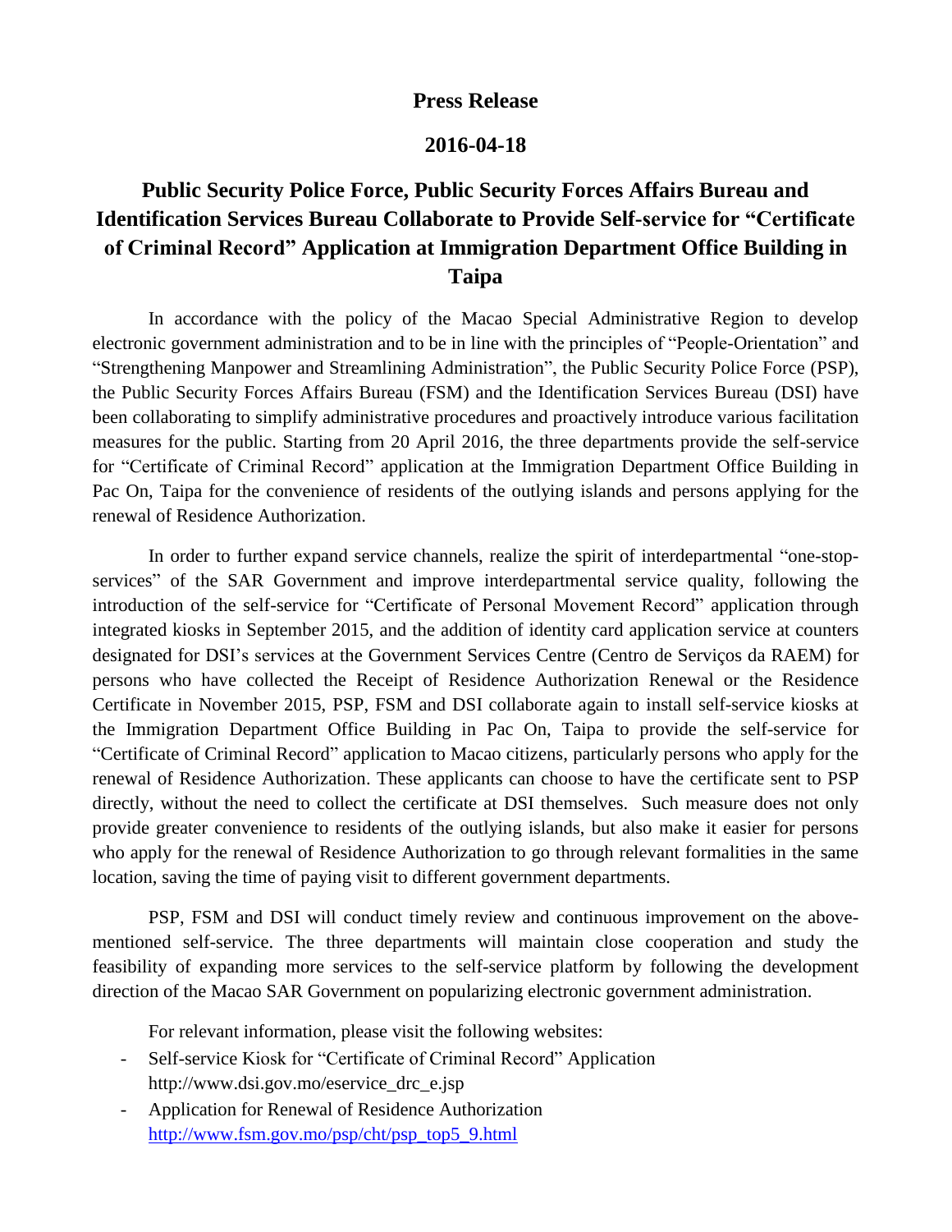**Press Release**

**2016-04-18**

# Public Security Police Force, Public Security Forces Affairs Bureau and Identification Services Bureau Collaborate to Provide Self-service for "Certificate of Criminal Record" Application at Immigration Department Office Building in Taipa

In accordance with the policy of the Macao Special Administrative Region to develop electronic government administration and to be in line with the principles of "People-Orientation" and "Strengthening Manpower and Streamlining Administration", the Public Security Police Force (PSP), the Public Security Forces Affairs Bureau (FSM) and the Identification Services Bureau (DSI) have been collaborating to simplify administrative procedures and proactively introduce various facilitation measures for the public. Starting from 20 April 2016, the three departments provide the self-service for "Certificate of Criminal Record" application at the Immigration Department Office Building in Pac On, Taipa for the convenience of residents of the outlying islands and persons applying for the renewal of Residence Authorization.

In order to further expand service channels, realize the spirit of interdepartmental "one-stop-services" of the SAR Government and improve interdepartmental service quality, following the introduction of the self-service for "Certificate of Personal Movement Record" application through integrated kiosks in September 2015, and the addition of identity card application service at counters designated for DSI's services at the Government Services Centre (Centro de Serviços da RAEM) for persons who have collected the Receipt of Residence Authorization Renewal or the Residence Certificate in November 2015, PSP, FSM and DSI collaborate again to install self-service kiosks at the Immigration Department Office Building in Pac On, Taipa to provide the self-service for "Certificate of Criminal Record" application to Macao citizens, particularly persons who apply for the renewal of Residence Authorization. These applicants can choose to have the certificate sent to PSP directly, without the need to collect the certificate at DSI themselves. Such measure does not only provide greater convenience to residents of the outlying islands, but also make it easier for persons who apply for the renewal of Residence Authorization to go through relevant formalities in the same location, saving the time of paying visit to different government departments.

PSP, FSM and DSI will conduct timely review and continuous improvement on the above-mentioned self-service. The three departments will maintain close cooperation and study the feasibility of expanding more services to the self-service platform by following the development direction of the Macao SAR Government on popularizing electronic government administration.

For relevant information, please visit the following websites:

- Self-service Kiosk for "Certificate of Criminal Record" Application
  http://www.dsi.gov.mo/eservice_drc_e.jsp
- Application for Renewal of Residence Authorization
  http://www.fsm.gov.mo/psp/cht/psp_top5_9.html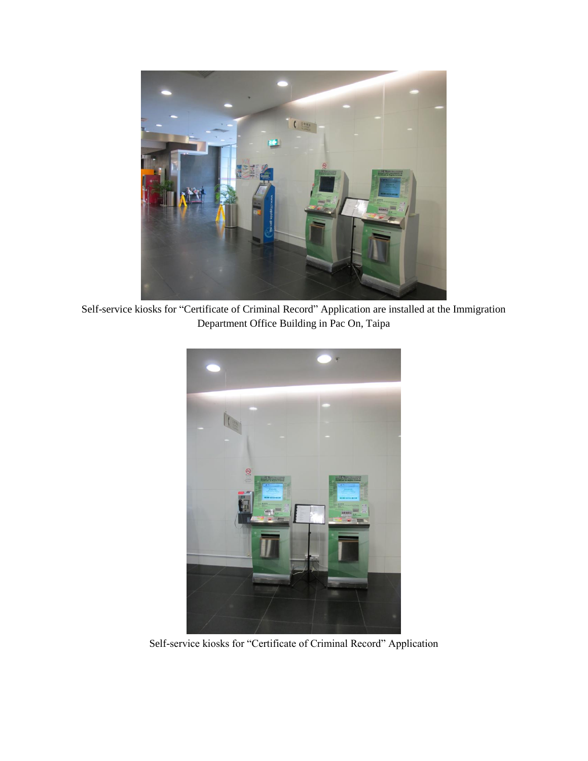Self-service kiosks for “Certificate of Criminal Record” Application are installed at the Immigration Department Office Building in Pac On, Taipa

Self-service kiosks for “Certificate of Criminal Record” Application